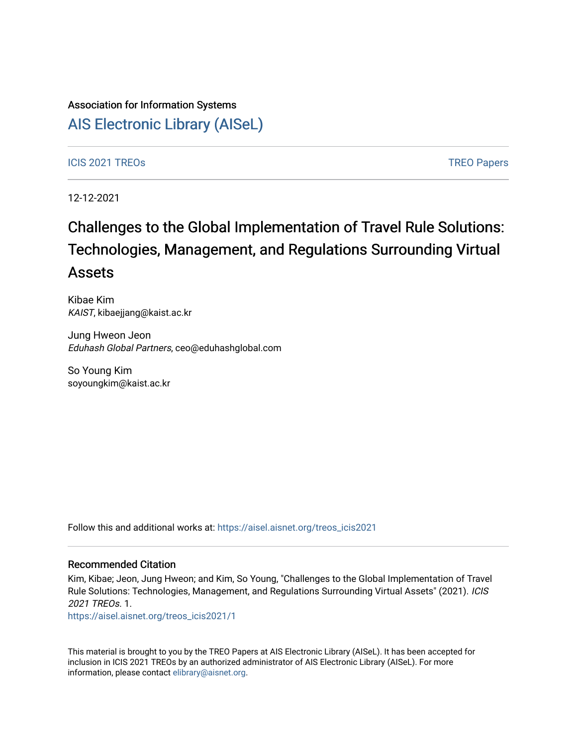Association for Information Systems

# AIS Electronic Library (AISeL)

ICIS 2021 TREOs

TREO Papers

12-12-2021

# Challenges to the Global Implementation of Travel Rule Solutions: Technologies, Management, and Regulations Surrounding Virtual Assets

Kibae Kim
*KAIST*, kibaejjang@kaist.ac.kr

Jung Hweon Jeon
*Eduhash Global Partners*, ceo@eduhashglobal.com

So Young Kim
soyoungkim@kaist.ac.kr

Follow this and additional works at: https://aisel.aisnet.org/treos_icis2021

## Recommended Citation

Kim, Kibae; Jeon, Jung Hweon; and Kim, So Young, "Challenges to the Global Implementation of Travel Rule Solutions: Technologies, Management, and Regulations Surrounding Virtual Assets" (2021). *ICIS 2021 TREOs*. 1.
https://aisel.aisnet.org/treos_icis2021/1

This material is brought to you by the TREO Papers at AIS Electronic Library (AISeL). It has been accepted for inclusion in ICIS 2021 TREOs by an authorized administrator of AIS Electronic Library (AISeL). For more information, please contact elibrary@aisnet.org.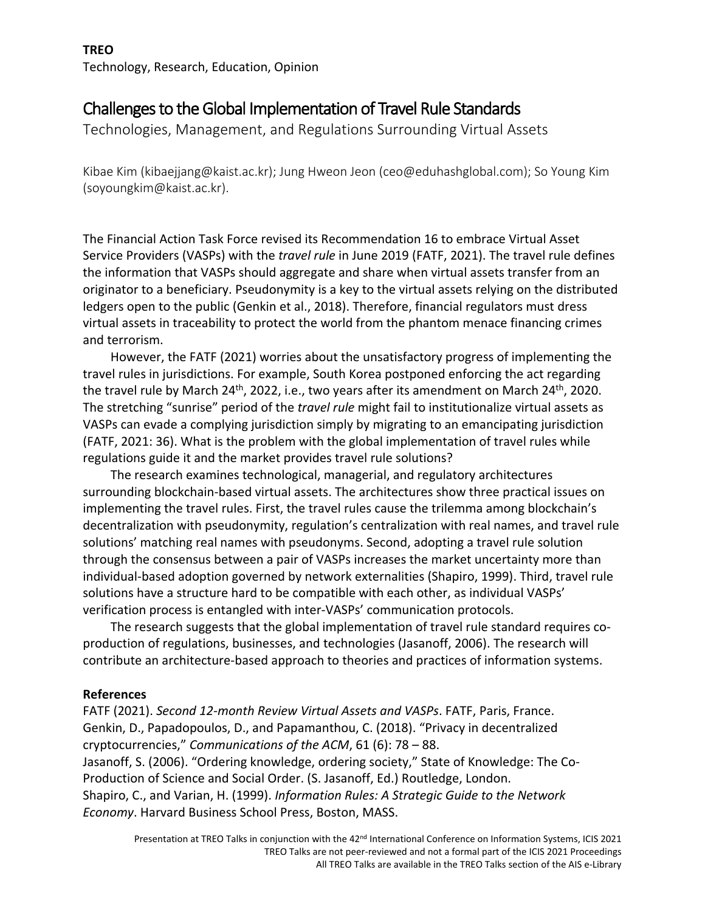**TREO**

Technology, Research, Education, Opinion

# Challenges to the Global Implementation of Travel Rule Standards

Technologies, Management, and Regulations Surrounding Virtual Assets

Kibae Kim (kibaejjang@kaist.ac.kr); Jung Hweon Jeon (ceo@eduhashglobal.com); So Young Kim (soyoungkim@kaist.ac.kr).

The Financial Action Task Force revised its Recommendation 16 to embrace Virtual Asset Service Providers (VASPs) with the *travel rule* in June 2019 (FATF, 2021). The travel rule defines the information that VASPs should aggregate and share when virtual assets transfer from an originator to a beneficiary. Pseudonymity is a key to the virtual assets relying on the distributed ledgers open to the public (Genkin et al., 2018). Therefore, financial regulators must dress virtual assets in traceability to protect the world from the phantom menace financing crimes and terrorism.

However, the FATF (2021) worries about the unsatisfactory progress of implementing the travel rules in jurisdictions. For example, South Korea postponed enforcing the act regarding the travel rule by March 24th, 2022, i.e., two years after its amendment on March 24th, 2020. The stretching "sunrise" period of the *travel rule* might fail to institutionalize virtual assets as VASPs can evade a complying jurisdiction simply by migrating to an emancipating jurisdiction (FATF, 2021: 36). What is the problem with the global implementation of travel rules while regulations guide it and the market provides travel rule solutions?

The research examines technological, managerial, and regulatory architectures surrounding blockchain-based virtual assets. The architectures show three practical issues on implementing the travel rules. First, the travel rules cause the trilemma among blockchain's decentralization with pseudonymity, regulation's centralization with real names, and travel rule solutions' matching real names with pseudonyms. Second, adopting a travel rule solution through the consensus between a pair of VASPs increases the market uncertainty more than individual-based adoption governed by network externalities (Shapiro, 1999). Third, travel rule solutions have a structure hard to be compatible with each other, as individual VASPs' verification process is entangled with inter-VASPs' communication protocols.

The research suggests that the global implementation of travel rule standard requires co-production of regulations, businesses, and technologies (Jasanoff, 2006). The research will contribute an architecture-based approach to theories and practices of information systems.

**References**

FATF (2021). *Second 12-month Review Virtual Assets and VASPs*. FATF, Paris, France.

Genkin, D., Papadopoulos, D., and Papamanthou, C. (2018). "Privacy in decentralized cryptocurrencies," *Communications of the ACM*, 61 (6): 78 – 88.

Jasanoff, S. (2006). "Ordering knowledge, ordering society," State of Knowledge: The Co-Production of Science and Social Order. (S. Jasanoff, Ed.) Routledge, London.

Shapiro, C., and Varian, H. (1999). *Information Rules: A Strategic Guide to the Network Economy*. Harvard Business School Press, Boston, MASS.

Presentation at TREO Talks in conjunction with the 42nd International Conference on Information Systems, ICIS 2021
TREO Talks are not peer-reviewed and not a formal part of the ICIS 2021 Proceedings
All TREO Talks are available in the TREO Talks section of the AIS e-Library